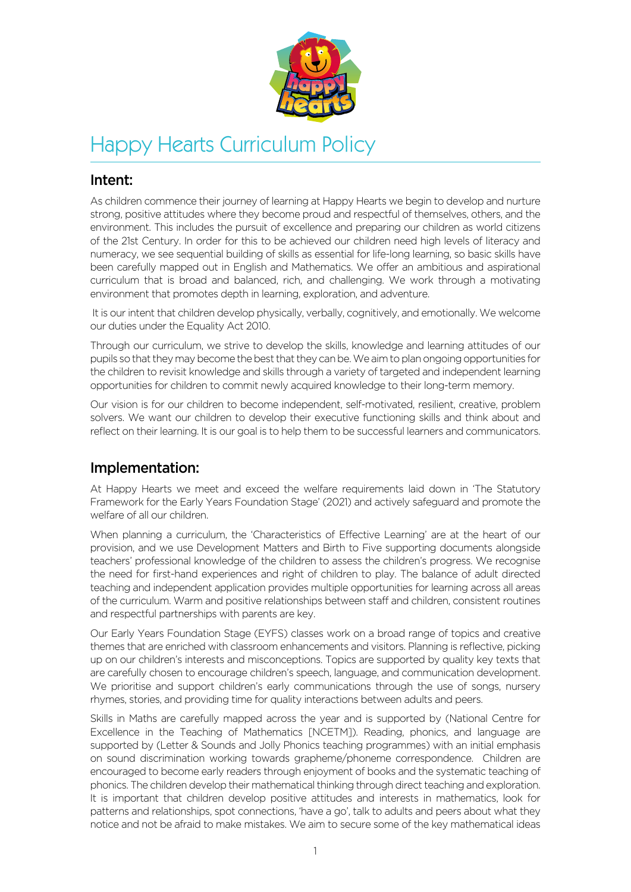# Happy Hearts Curriculum Policy

## Intent:

As children commence their journey of learning at Happy Hearts we begin to develop and nurture strong, positive attitudes where they become proud and respectful of themselves, others, and the environment. This includes the pursuit of excellence and preparing our children as world citizens of the 21st Century. In order for this to be achieved our children need high levels of literacy and numeracy, we see sequential building of skills as essential for life-long learning, so basic skills have been carefully mapped out in English and Mathematics. We offer an ambitious and aspirational curriculum that is broad and balanced, rich, and challenging. We work through a motivating environment that promotes depth in learning, exploration, and adventure.

It is our intent that children develop physically, verbally, cognitively, and emotionally. We welcome our duties under the Equality Act 2010.

Through our curriculum, we strive to develop the skills, knowledge and learning attitudes of our pupils so that they may become the best that they can be. We aim to plan ongoing opportunities for the children to revisit knowledge and skills through a variety of targeted and independent learning opportunities for children to commit newly acquired knowledge to their long-term memory.

Our vision is for our children to become independent, self-motivated, resilient, creative, problem solvers. We want our children to develop their executive functioning skills and think about and reflect on their learning. It is our goal is to help them to be successful learners and communicators.

## Implementation:

At Happy Hearts we meet and exceed the welfare requirements laid down in 'The Statutory Framework for the Early Years Foundation Stage' (2021) and actively safeguard and promote the welfare of all our children.

When planning a curriculum, the 'Characteristics of Effective Learning' are at the heart of our provision, and we use Development Matters and Birth to Five supporting documents alongside teachers' professional knowledge of the children to assess the children's progress. We recognise the need for first-hand experiences and right of children to play. The balance of adult directed teaching and independent application provides multiple opportunities for learning across all areas of the curriculum. Warm and positive relationships between staff and children, consistent routines and respectful partnerships with parents are key.

Our Early Years Foundation Stage (EYFS) classes work on a broad range of topics and creative themes that are enriched with classroom enhancements and visitors. Planning is reflective, picking up on our children's interests and misconceptions. Topics are supported by quality key texts that are carefully chosen to encourage children's speech, language, and communication development. We prioritise and support children's early communications through the use of songs, nursery rhymes, stories, and providing time for quality interactions between adults and peers.

Skills in Maths are carefully mapped across the year and is supported by (National Centre for Excellence in the Teaching of Mathematics [NCETM]). Reading, phonics, and language are supported by (Letter & Sounds and Jolly Phonics teaching programmes) with an initial emphasis on sound discrimination working towards grapheme/phoneme correspondence. Children are encouraged to become early readers through enjoyment of books and the systematic teaching of phonics. The children develop their mathematical thinking through direct teaching and exploration. It is important that children develop positive attitudes and interests in mathematics, look for patterns and relationships, spot connections, 'have a go', talk to adults and peers about what they notice and not be afraid to make mistakes. We aim to secure some of the key mathematical ideas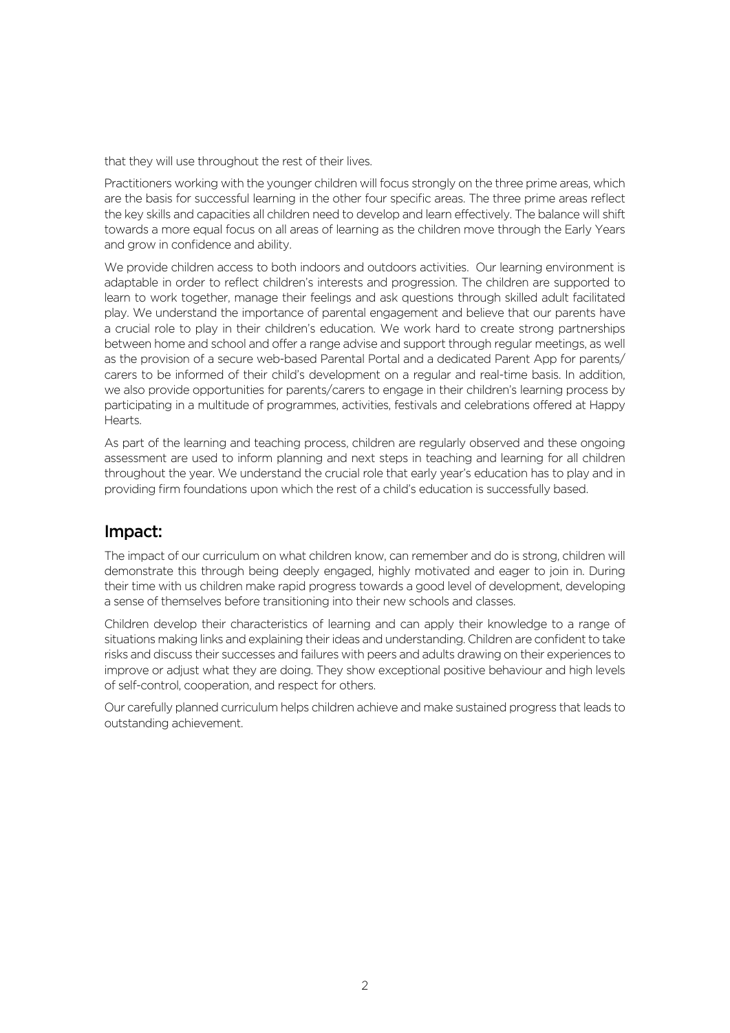that they will use throughout the rest of their lives.

Practitioners working with the younger children will focus strongly on the three prime areas, which are the basis for successful learning in the other four specific areas. The three prime areas reflect the key skills and capacities all children need to develop and learn effectively. The balance will shift towards a more equal focus on all areas of learning as the children move through the Early Years and grow in confidence and ability.

We provide children access to both indoors and outdoors activities. Our learning environment is adaptable in order to reflect children's interests and progression. The children are supported to learn to work together, manage their feelings and ask questions through skilled adult facilitated play. We understand the importance of parental engagement and believe that our parents have a crucial role to play in their children's education. We work hard to create strong partnerships between home and school and offer a range advise and support through regular meetings, as well as the provision of a secure web-based Parental Portal and a dedicated Parent App for parents/ carers to be informed of their child's development on a regular and real-time basis. In addition, we also provide opportunities for parents/carers to engage in their children's learning process by participating in a multitude of programmes, activities, festivals and celebrations offered at Happy Hearts.

As part of the learning and teaching process, children are regularly observed and these ongoing assessment are used to inform planning and next steps in teaching and learning for all children throughout the year. We understand the crucial role that early year's education has to play and in providing firm foundations upon which the rest of a child's education is successfully based.

## Impact:

The impact of our curriculum on what children know, can remember and do is strong, children will demonstrate this through being deeply engaged, highly motivated and eager to join in. During their time with us children make rapid progress towards a good level of development, developing a sense of themselves before transitioning into their new schools and classes.

Children develop their characteristics of learning and can apply their knowledge to a range of situations making links and explaining their ideas and understanding. Children are confident to take risks and discuss their successes and failures with peers and adults drawing on their experiences to improve or adjust what they are doing. They show exceptional positive behaviour and high levels of self-control, cooperation, and respect for others.

Our carefully planned curriculum helps children achieve and make sustained progress that leads to outstanding achievement.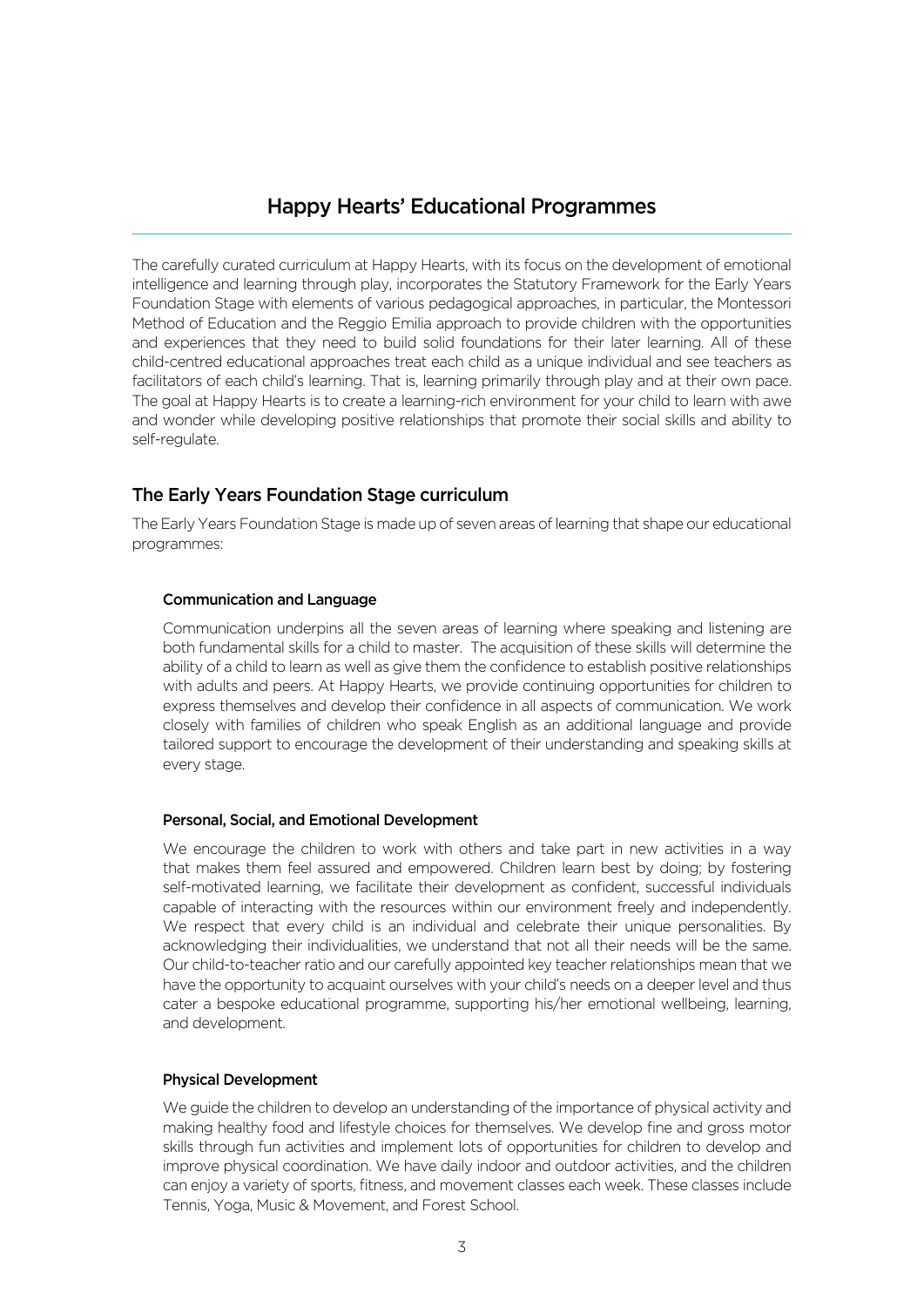# Happy Hearts' Educational Programmes

The carefully curated curriculum at Happy Hearts, with its focus on the development of emotional intelligence and learning through play, incorporates the Statutory Framework for the Early Years Foundation Stage with elements of various pedagogical approaches, in particular, the Montessori Method of Education and the Reggio Emilia approach to provide children with the opportunities and experiences that they need to build solid foundations for their later learning. All of these child-centred educational approaches treat each child as a unique individual and see teachers as facilitators of each child's learning. That is, learning primarily through play and at their own pace. The goal at Happy Hearts is to create a learning-rich environment for your child to learn with awe and wonder while developing positive relationships that promote their social skills and ability to self-regulate.

## The Early Years Foundation Stage curriculum

The Early Years Foundation Stage is made up of seven areas of learning that shape our educational programmes:

### Communication and Language

Communication underpins all the seven areas of learning where speaking and listening are both fundamental skills for a child to master. The acquisition of these skills will determine the ability of a child to learn as well as give them the confidence to establish positive relationships with adults and peers. At Happy Hearts, we provide continuing opportunities for children to express themselves and develop their confidence in all aspects of communication. We work closely with families of children who speak English as an additional language and provide tailored support to encourage the development of their understanding and speaking skills at every stage.

### Personal, Social, and Emotional Development

We encourage the children to work with others and take part in new activities in a way that makes them feel assured and empowered. Children learn best by doing; by fostering self-motivated learning, we facilitate their development as confident, successful individuals capable of interacting with the resources within our environment freely and independently. We respect that every child is an individual and celebrate their unique personalities. By acknowledging their individualities, we understand that not all their needs will be the same. Our child-to-teacher ratio and our carefully appointed key teacher relationships mean that we have the opportunity to acquaint ourselves with your child's needs on a deeper level and thus cater a bespoke educational programme, supporting his/her emotional wellbeing, learning, and development.

### Physical Development

We guide the children to develop an understanding of the importance of physical activity and making healthy food and lifestyle choices for themselves. We develop fine and gross motor skills through fun activities and implement lots of opportunities for children to develop and improve physical coordination. We have daily indoor and outdoor activities, and the children can enjoy a variety of sports, fitness, and movement classes each week. These classes include Tennis, Yoga, Music & Movement, and Forest School.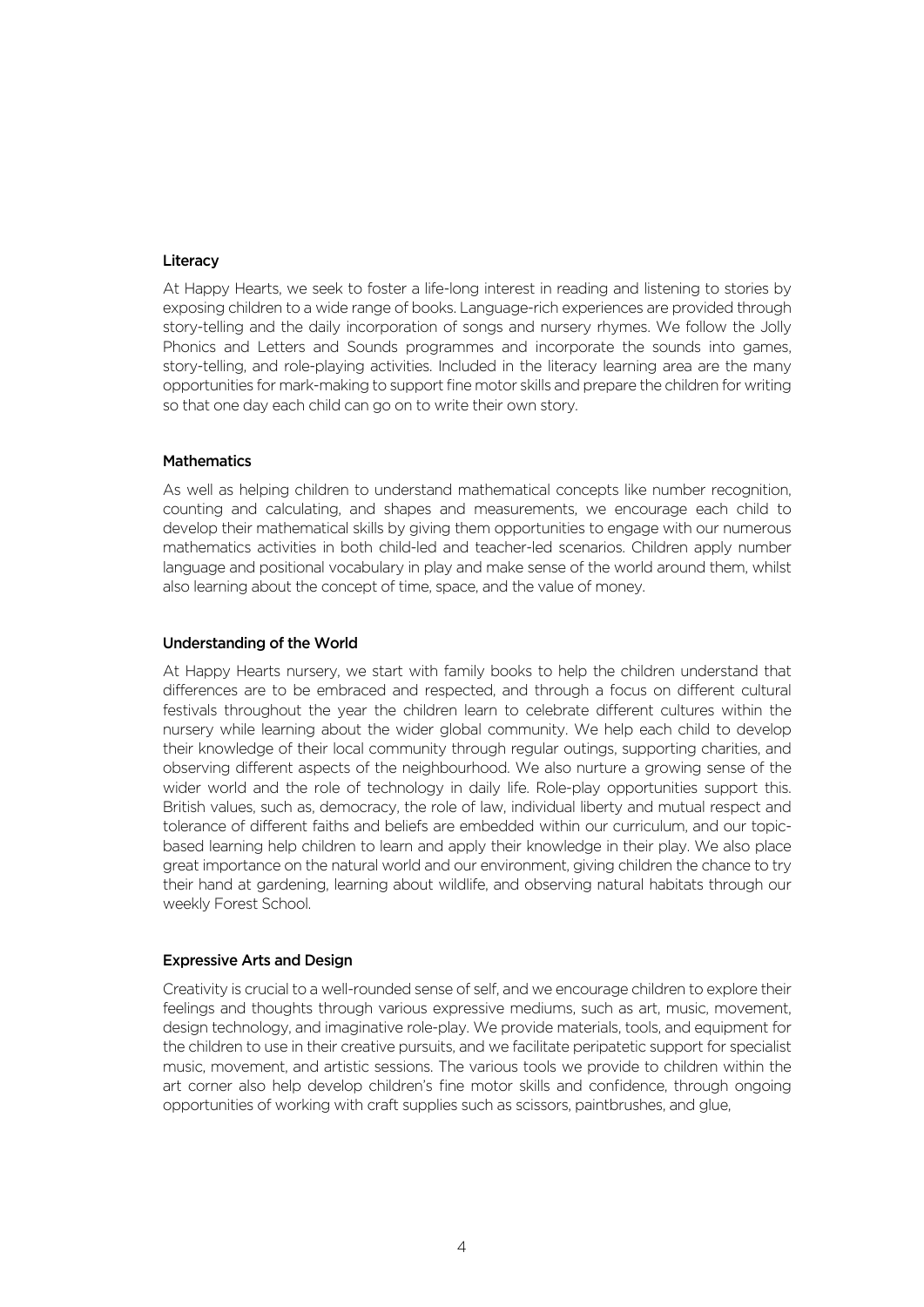### Literacy

At Happy Hearts, we seek to foster a life-long interest in reading and listening to stories by exposing children to a wide range of books. Language-rich experiences are provided through story-telling and the daily incorporation of songs and nursery rhymes. We follow the Jolly Phonics and Letters and Sounds programmes and incorporate the sounds into games, story-telling, and role-playing activities. Included in the literacy learning area are the many opportunities for mark-making to support fine motor skills and prepare the children for writing so that one day each child can go on to write their own story.

### Mathematics

As well as helping children to understand mathematical concepts like number recognition, counting and calculating, and shapes and measurements, we encourage each child to develop their mathematical skills by giving them opportunities to engage with our numerous mathematics activities in both child-led and teacher-led scenarios. Children apply number language and positional vocabulary in play and make sense of the world around them, whilst also learning about the concept of time, space, and the value of money.

### Understanding of the World

At Happy Hearts nursery, we start with family books to help the children understand that differences are to be embraced and respected, and through a focus on different cultural festivals throughout the year the children learn to celebrate different cultures within the nursery while learning about the wider global community. We help each child to develop their knowledge of their local community through regular outings, supporting charities, and observing different aspects of the neighbourhood. We also nurture a growing sense of the wider world and the role of technology in daily life. Role-play opportunities support this. British values, such as, democracy, the role of law, individual liberty and mutual respect and tolerance of different faiths and beliefs are embedded within our curriculum, and our topic-based learning help children to learn and apply their knowledge in their play. We also place great importance on the natural world and our environment, giving children the chance to try their hand at gardening, learning about wildlife, and observing natural habitats through our weekly Forest School.

### Expressive Arts and Design

Creativity is crucial to a well-rounded sense of self, and we encourage children to explore their feelings and thoughts through various expressive mediums, such as art, music, movement, design technology, and imaginative role-play. We provide materials, tools, and equipment for the children to use in their creative pursuits, and we facilitate peripatetic support for specialist music, movement, and artistic sessions. The various tools we provide to children within the art corner also help develop children's fine motor skills and confidence, through ongoing opportunities of working with craft supplies such as scissors, paintbrushes, and glue,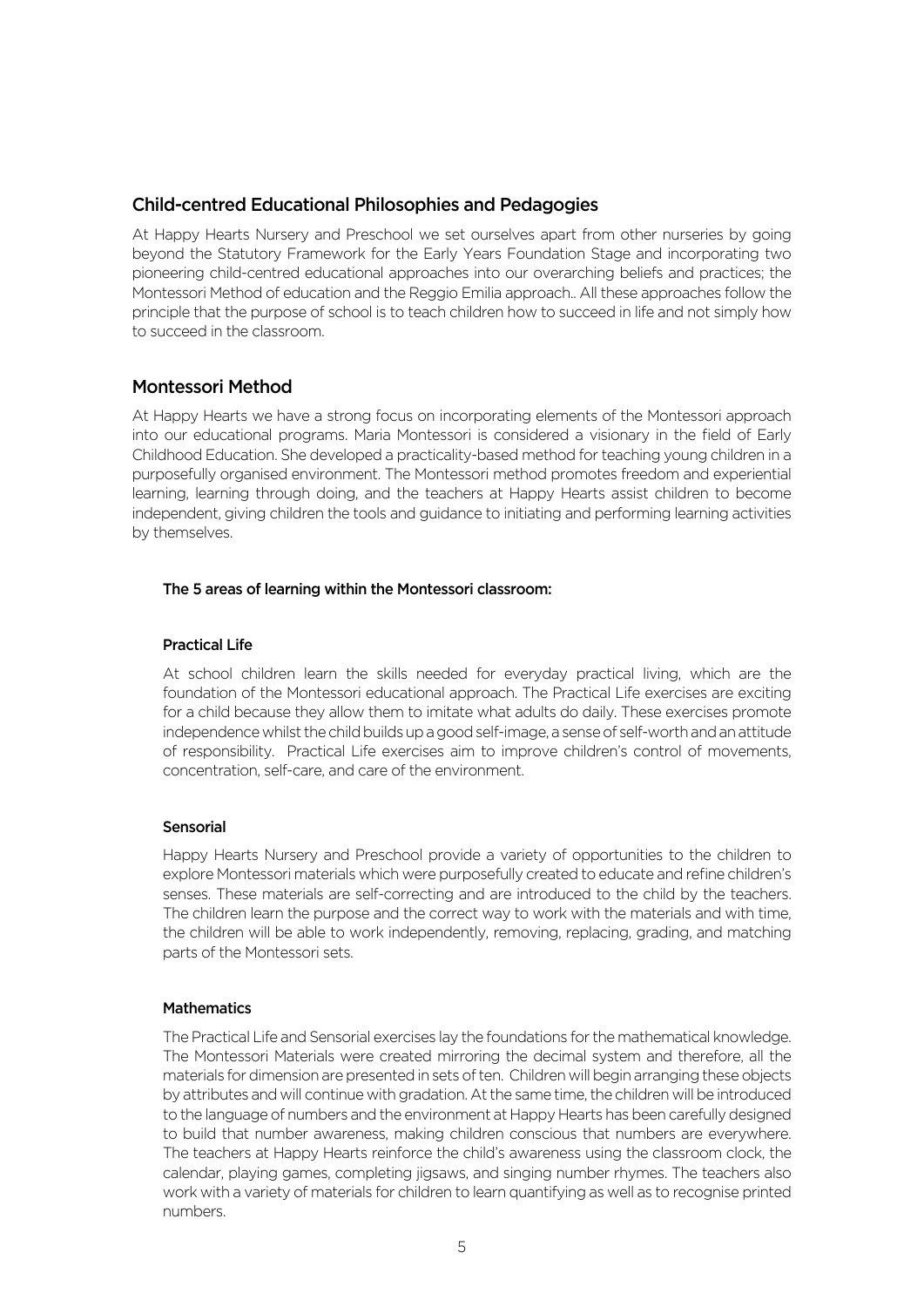## Child-centred Educational Philosophies and Pedagogies

At Happy Hearts Nursery and Preschool we set ourselves apart from other nurseries by going beyond the Statutory Framework for the Early Years Foundation Stage and incorporating two pioneering child-centred educational approaches into our overarching beliefs and practices; the Montessori Method of education and the Reggio Emilia approach.. All these approaches follow the principle that the purpose of school is to teach children how to succeed in life and not simply how to succeed in the classroom.

## Montessori Method

At Happy Hearts we have a strong focus on incorporating elements of the Montessori approach into our educational programs. Maria Montessori is considered a visionary in the field of Early Childhood Education. She developed a practicality-based method for teaching young children in a purposefully organised environment. The Montessori method promotes freedom and experiential learning, learning through doing, and the teachers at Happy Hearts assist children to become independent, giving children the tools and guidance to initiating and performing learning activities by themselves.

### The 5 areas of learning within the Montessori classroom:

#### Practical Life

At school children learn the skills needed for everyday practical living, which are the foundation of the Montessori educational approach. The Practical Life exercises are exciting for a child because they allow them to imitate what adults do daily. These exercises promote independence whilst the child builds up a good self-image, a sense of self-worth and an attitude of responsibility. Practical Life exercises aim to improve children's control of movements, concentration, self-care, and care of the environment.

#### Sensorial

Happy Hearts Nursery and Preschool provide a variety of opportunities to the children to explore Montessori materials which were purposefully created to educate and refine children's senses. These materials are self-correcting and are introduced to the child by the teachers. The children learn the purpose and the correct way to work with the materials and with time, the children will be able to work independently, removing, replacing, grading, and matching parts of the Montessori sets.

#### Mathematics

The Practical Life and Sensorial exercises lay the foundations for the mathematical knowledge. The Montessori Materials were created mirroring the decimal system and therefore, all the materials for dimension are presented in sets of ten. Children will begin arranging these objects by attributes and will continue with gradation. At the same time, the children will be introduced to the language of numbers and the environment at Happy Hearts has been carefully designed to build that number awareness, making children conscious that numbers are everywhere. The teachers at Happy Hearts reinforce the child's awareness using the classroom clock, the calendar, playing games, completing jigsaws, and singing number rhymes. The teachers also work with a variety of materials for children to learn quantifying as well as to recognise printed numbers.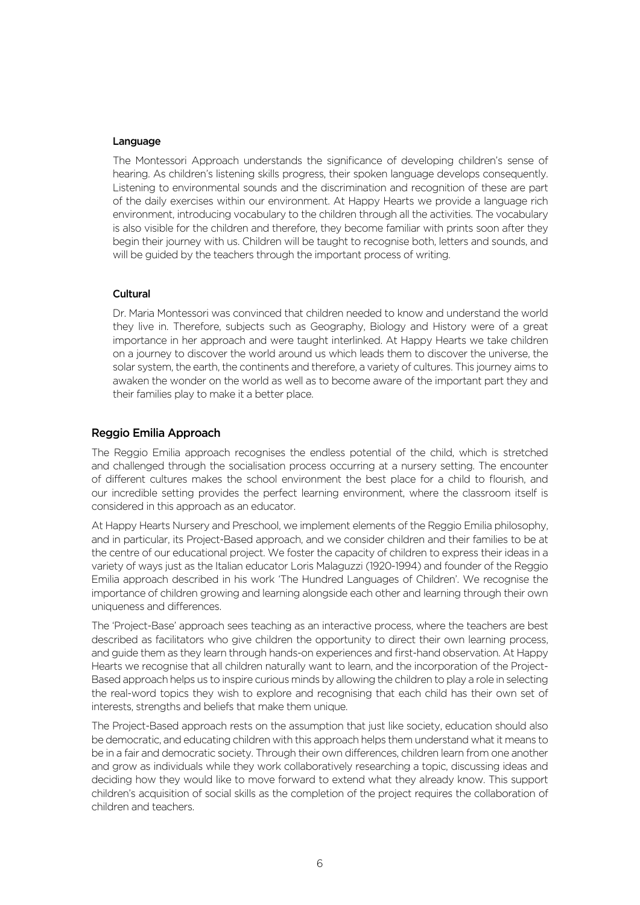### Language

The Montessori Approach understands the significance of developing children's sense of hearing. As children's listening skills progress, their spoken language develops consequently. Listening to environmental sounds and the discrimination and recognition of these are part of the daily exercises within our environment. At Happy Hearts we provide a language rich environment, introducing vocabulary to the children through all the activities. The vocabulary is also visible for the children and therefore, they become familiar with prints soon after they begin their journey with us. Children will be taught to recognise both, letters and sounds, and will be guided by the teachers through the important process of writing.

### Cultural

Dr. Maria Montessori was convinced that children needed to know and understand the world they live in. Therefore, subjects such as Geography, Biology and History were of a great importance in her approach and were taught interlinked. At Happy Hearts we take children on a journey to discover the world around us which leads them to discover the universe, the solar system, the earth, the continents and therefore, a variety of cultures. This journey aims to awaken the wonder on the world as well as to become aware of the important part they and their families play to make it a better place.

## Reggio Emilia Approach

The Reggio Emilia approach recognises the endless potential of the child, which is stretched and challenged through the socialisation process occurring at a nursery setting. The encounter of different cultures makes the school environment the best place for a child to flourish, and our incredible setting provides the perfect learning environment, where the classroom itself is considered in this approach as an educator.

At Happy Hearts Nursery and Preschool, we implement elements of the Reggio Emilia philosophy, and in particular, its Project-Based approach, and we consider children and their families to be at the centre of our educational project. We foster the capacity of children to express their ideas in a variety of ways just as the Italian educator Loris Malaguzzi (1920-1994) and founder of the Reggio Emilia approach described in his work 'The Hundred Languages of Children'. We recognise the importance of children growing and learning alongside each other and learning through their own uniqueness and differences.

The 'Project-Base' approach sees teaching as an interactive process, where the teachers are best described as facilitators who give children the opportunity to direct their own learning process, and guide them as they learn through hands-on experiences and first-hand observation. At Happy Hearts we recognise that all children naturally want to learn, and the incorporation of the Project-Based approach helps us to inspire curious minds by allowing the children to play a role in selecting the real-word topics they wish to explore and recognising that each child has their own set of interests, strengths and beliefs that make them unique.

The Project-Based approach rests on the assumption that just like society, education should also be democratic, and educating children with this approach helps them understand what it means to be in a fair and democratic society. Through their own differences, children learn from one another and grow as individuals while they work collaboratively researching a topic, discussing ideas and deciding how they would like to move forward to extend what they already know. This support children's acquisition of social skills as the completion of the project requires the collaboration of children and teachers.